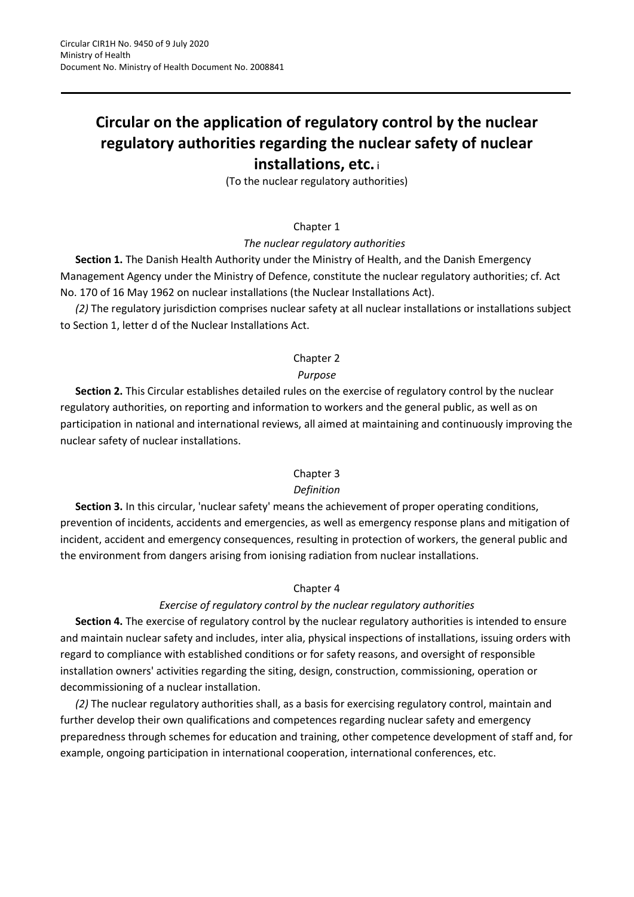Circular CIR1H No. 9450 of 9 July 2020
Ministry of Health
Document No. Ministry of Health Document No. 2008841

---

# Circular on the application of regulatory control by the nuclear regulatory authorities regarding the nuclear safety of nuclear installations, etc. [i]

(To the nuclear regulatory authorities)

## Chapter 1

### *The nuclear regulatory authorities*

**Section 1.** The Danish Health Authority under the Ministry of Health, and the Danish Emergency Management Agency under the Ministry of Defence, constitute the nuclear regulatory authorities; cf. Act No. 170 of 16 May 1962 on nuclear installations (the Nuclear Installations Act).

*(2)* The regulatory jurisdiction comprises nuclear safety at all nuclear installations or installations subject to Section 1, letter d of the Nuclear Installations Act.

## Chapter 2

### *Purpose*

**Section 2.** This Circular establishes detailed rules on the exercise of regulatory control by the nuclear regulatory authorities, on reporting and information to workers and the general public, as well as on participation in national and international reviews, all aimed at maintaining and continuously improving the nuclear safety of nuclear installations.

## Chapter 3

### *Definition*

**Section 3.** In this circular, 'nuclear safety' means the achievement of proper operating conditions, prevention of incidents, accidents and emergencies, as well as emergency response plans and mitigation of incident, accident and emergency consequences, resulting in protection of workers, the general public and the environment from dangers arising from ionising radiation from nuclear installations.

## Chapter 4

### *Exercise of regulatory control by the nuclear regulatory authorities*

**Section 4.** The exercise of regulatory control by the nuclear regulatory authorities is intended to ensure and maintain nuclear safety and includes, inter alia, physical inspections of installations, issuing orders with regard to compliance with established conditions or for safety reasons, and oversight of responsible installation owners' activities regarding the siting, design, construction, commissioning, operation or decommissioning of a nuclear installation.

*(2)* The nuclear regulatory authorities shall, as a basis for exercising regulatory control, maintain and further develop their own qualifications and competences regarding nuclear safety and emergency preparedness through schemes for education and training, other competence development of staff and, for example, ongoing participation in international cooperation, international conferences, etc.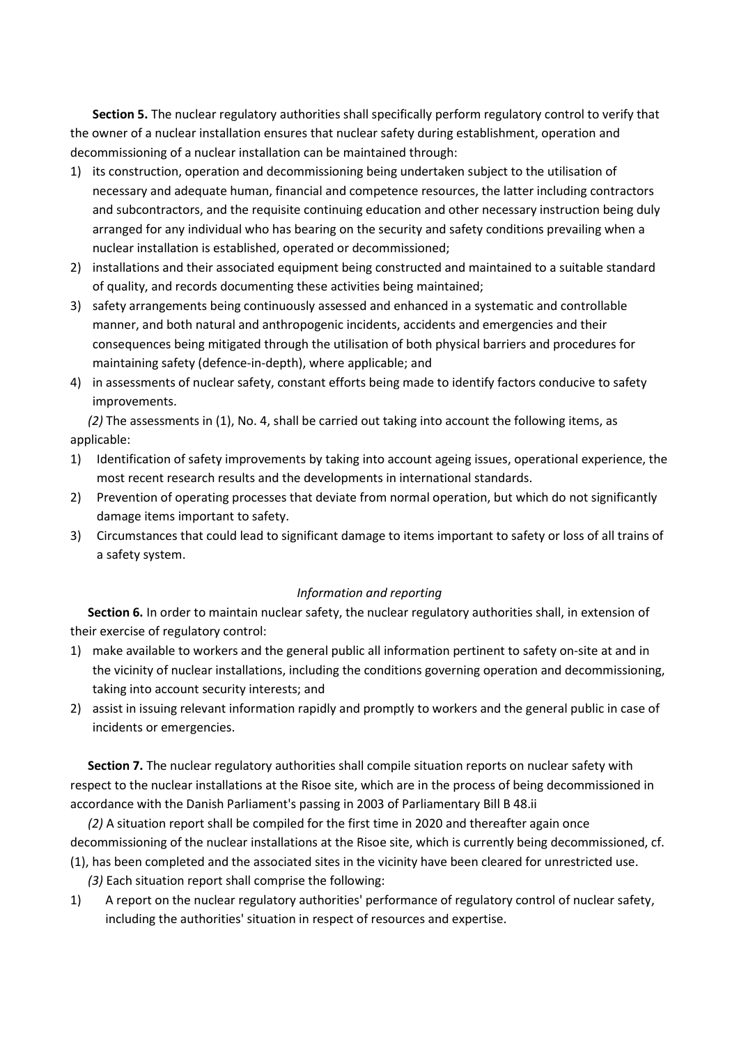**Section 5.** The nuclear regulatory authorities shall specifically perform regulatory control to verify that the owner of a nuclear installation ensures that nuclear safety during establishment, operation and decommissioning of a nuclear installation can be maintained through:

1) its construction, operation and decommissioning being undertaken subject to the utilisation of necessary and adequate human, financial and competence resources, the latter including contractors and subcontractors, and the requisite continuing education and other necessary instruction being duly arranged for any individual who has bearing on the security and safety conditions prevailing when a nuclear installation is established, operated or decommissioned;
2) installations and their associated equipment being constructed and maintained to a suitable standard of quality, and records documenting these activities being maintained;
3) safety arrangements being continuously assessed and enhanced in a systematic and controllable manner, and both natural and anthropogenic incidents, accidents and emergencies and their consequences being mitigated through the utilisation of both physical barriers and procedures for maintaining safety (defence-in-depth), where applicable; and
4) in assessments of nuclear safety, constant efforts being made to identify factors conducive to safety improvements.

*(2)* The assessments in (1), No. 4, shall be carried out taking into account the following items, as applicable:

1) Identification of safety improvements by taking into account ageing issues, operational experience, the most recent research results and the developments in international standards.
2) Prevention of operating processes that deviate from normal operation, but which do not significantly damage items important to safety.
3) Circumstances that could lead to significant damage to items important to safety or loss of all trains of a safety system.

*Information and reporting*

**Section 6.** In order to maintain nuclear safety, the nuclear regulatory authorities shall, in extension of their exercise of regulatory control:

1) make available to workers and the general public all information pertinent to safety on-site at and in the vicinity of nuclear installations, including the conditions governing operation and decommissioning, taking into account security interests; and
2) assist in issuing relevant information rapidly and promptly to workers and the general public in case of incidents or emergencies.

**Section 7.** The nuclear regulatory authorities shall compile situation reports on nuclear safety with respect to the nuclear installations at the Risoe site, which are in the process of being decommissioned in accordance with the Danish Parliament's passing in 2003 of Parliamentary Bill B 48.ii

*(2)* A situation report shall be compiled for the first time in 2020 and thereafter again once decommissioning of the nuclear installations at the Risoe site, which is currently being decommissioned, cf. (1), has been completed and the associated sites in the vicinity have been cleared for unrestricted use.

*(3)* Each situation report shall comprise the following:

1) A report on the nuclear regulatory authorities' performance of regulatory control of nuclear safety, including the authorities' situation in respect of resources and expertise.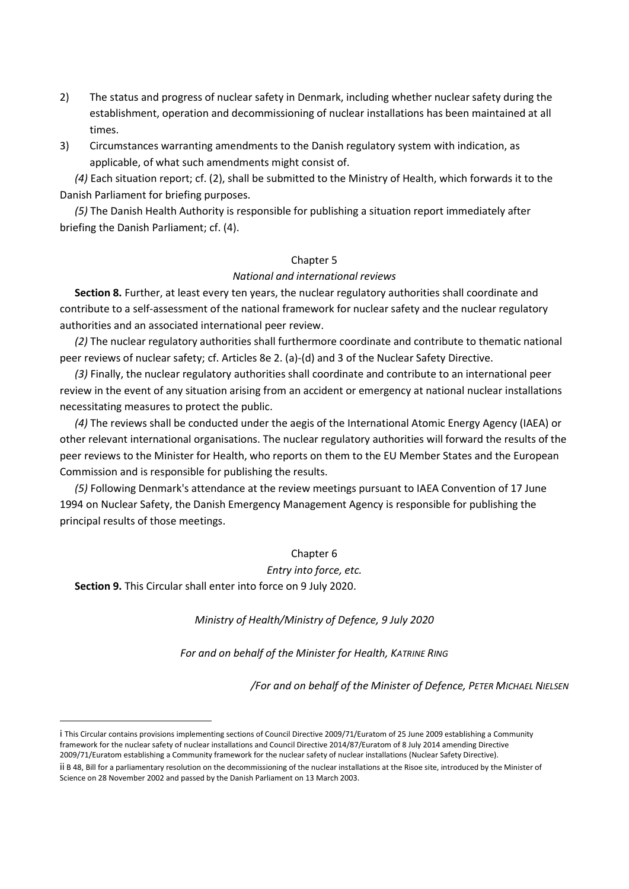2) The status and progress of nuclear safety in Denmark, including whether nuclear safety during the establishment, operation and decommissioning of nuclear installations has been maintained at all times.
3) Circumstances warranting amendments to the Danish regulatory system with indication, as applicable, of what such amendments might consist of.

*(4)* Each situation report; cf. (2), shall be submitted to the Ministry of Health, which forwards it to the Danish Parliament for briefing purposes.

*(5)* The Danish Health Authority is responsible for publishing a situation report immediately after briefing the Danish Parliament; cf. (4).

Chapter 5

*National and international reviews*

**Section 8.** Further, at least every ten years, the nuclear regulatory authorities shall coordinate and contribute to a self-assessment of the national framework for nuclear safety and the nuclear regulatory authorities and an associated international peer review.

*(2)* The nuclear regulatory authorities shall furthermore coordinate and contribute to thematic national peer reviews of nuclear safety; cf. Articles 8e 2. (a)-(d) and 3 of the Nuclear Safety Directive.

*(3)* Finally, the nuclear regulatory authorities shall coordinate and contribute to an international peer review in the event of any situation arising from an accident or emergency at national nuclear installations necessitating measures to protect the public.

*(4)* The reviews shall be conducted under the aegis of the International Atomic Energy Agency (IAEA) or other relevant international organisations. The nuclear regulatory authorities will forward the results of the peer reviews to the Minister for Health, who reports on them to the EU Member States and the European Commission and is responsible for publishing the results.

*(5)* Following Denmark's attendance at the review meetings pursuant to IAEA Convention of 17 June 1994 on Nuclear Safety, the Danish Emergency Management Agency is responsible for publishing the principal results of those meetings.

Chapter 6

*Entry into force, etc.*

**Section 9.** This Circular shall enter into force on 9 July 2020.

*Ministry of Health/Ministry of Defence, 9 July 2020*

*For and on behalf of the Minister for Health, KATRINE RING*

*/For and on behalf of the Minister of Defence, PETER MICHAEL NIELSEN*

---

i This Circular contains provisions implementing sections of Council Directive 2009/71/Euratom of 25 June 2009 establishing a Community framework for the nuclear safety of nuclear installations and Council Directive 2014/87/Euratom of 8 July 2014 amending Directive 2009/71/Euratom establishing a Community framework for the nuclear safety of nuclear installations (Nuclear Safety Directive).

ii B 48, Bill for a parliamentary resolution on the decommissioning of the nuclear installations at the Risoe site, introduced by the Minister of Science on 28 November 2002 and passed by the Danish Parliament on 13 March 2003.